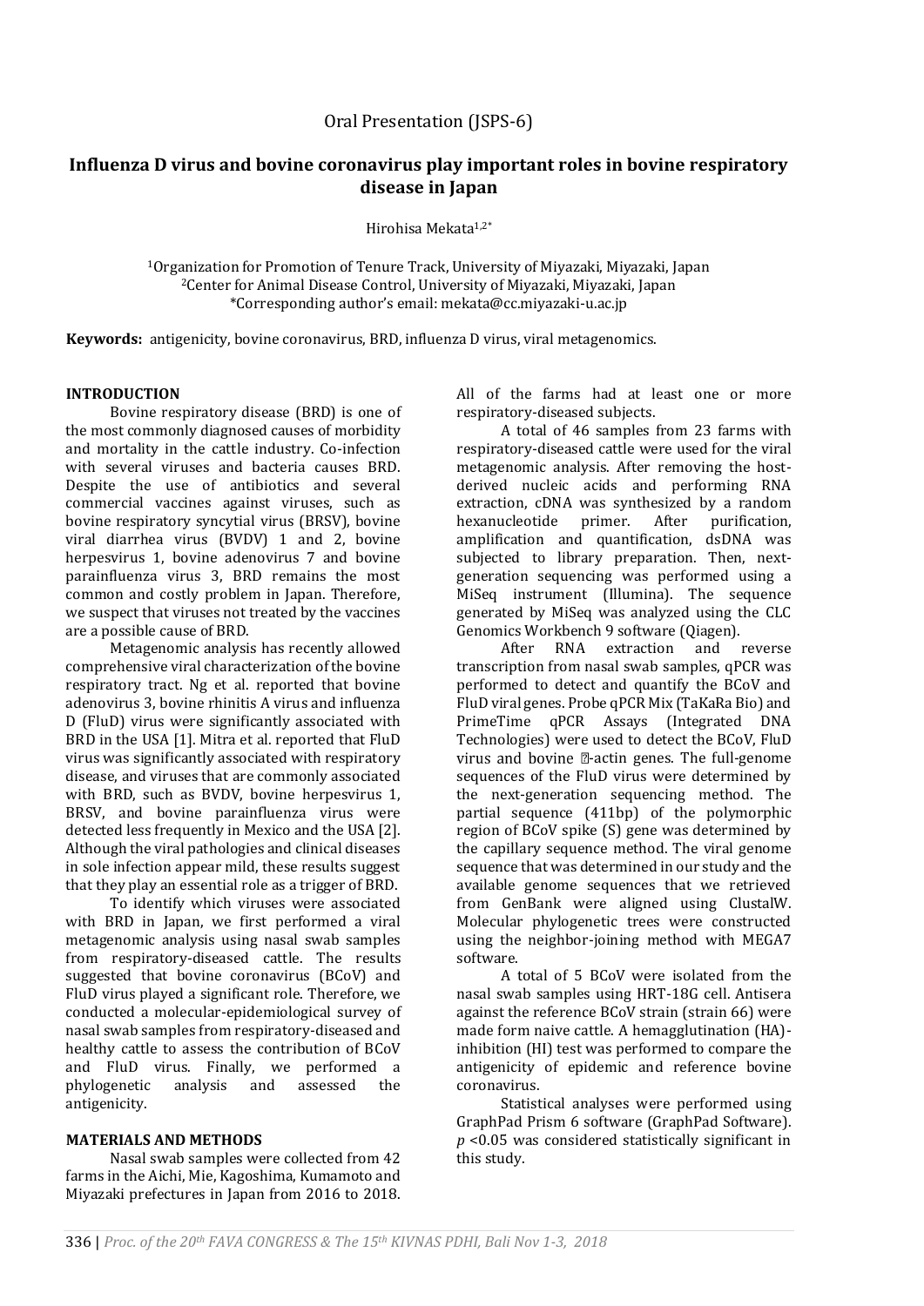Oral Presentation (JSPS-6)

# Influenza D virus and bovine coronavirus play important roles in bovine respiratory disease in Japan

Hirohisa Mekata[1,2*]

[1]Organization for Promotion of Tenure Track, University of Miyazaki, Miyazaki, Japan
[2]Center for Animal Disease Control, University of Miyazaki, Miyazaki, Japan
*Corresponding author's email: mekata@cc.miyazaki-u.ac.jp

**Keywords:** antigenicity, bovine coronavirus, BRD, influenza D virus, viral metagenomics.

## INTRODUCTION

Bovine respiratory disease (BRD) is one of the most commonly diagnosed causes of morbidity and mortality in the cattle industry. Co-infection with several viruses and bacteria causes BRD. Despite the use of antibiotics and several commercial vaccines against viruses, such as bovine respiratory syncytial virus (BRSV), bovine viral diarrhea virus (BVDV) 1 and 2, bovine herpesvirus 1, bovine adenovirus 7 and bovine parainfluenza virus 3, BRD remains the most common and costly problem in Japan. Therefore, we suspect that viruses not treated by the vaccines are a possible cause of BRD.

Metagenomic analysis has recently allowed comprehensive viral characterization of the bovine respiratory tract. Ng et al. reported that bovine adenovirus 3, bovine rhinitis A virus and influenza D (FluD) virus were significantly associated with BRD in the USA [1]. Mitra et al. reported that FluD virus was significantly associated with respiratory disease, and viruses that are commonly associated with BRD, such as BVDV, bovine herpesvirus 1, BRSV, and bovine parainfluenza virus were detected less frequently in Mexico and the USA [2]. Although the viral pathologies and clinical diseases in sole infection appear mild, these results suggest that they play an essential role as a trigger of BRD.

To identify which viruses were associated with BRD in Japan, we first performed a viral metagenomic analysis using nasal swab samples from respiratory-diseased cattle. The results suggested that bovine coronavirus (BCoV) and FluD virus played a significant role. Therefore, we conducted a molecular-epidemiological survey of nasal swab samples from respiratory-diseased and healthy cattle to assess the contribution of BCoV and FluD virus. Finally, we performed a phylogenetic analysis and assessed the antigenicity.

## MATERIALS AND METHODS

Nasal swab samples were collected from 42 farms in the Aichi, Mie, Kagoshima, Kumamoto and Miyazaki prefectures in Japan from 2016 to 2018. All of the farms had at least one or more respiratory-diseased subjects.

A total of 46 samples from 23 farms with respiratory-diseased cattle were used for the viral metagenomic analysis. After removing the host-derived nucleic acids and performing RNA extraction, cDNA was synthesized by a random hexanucleotide primer. After purification, amplification and quantification, dsDNA was subjected to library preparation. Then, next-generation sequencing was performed using a MiSeq instrument (Illumina). The sequence generated by MiSeq was analyzed using the CLC Genomics Workbench 9 software (Qiagen).

After RNA extraction and reverse transcription from nasal swab samples, qPCR was performed to detect and quantify the BCoV and FluD viral genes. Probe qPCR Mix (TaKaRa Bio) and PrimeTime qPCR Assays (Integrated DNA Technologies) were used to detect the BCoV, FluD virus and bovine β-actin genes. The full-genome sequences of the FluD virus were determined by the next-generation sequencing method. The partial sequence (411bp) of the polymorphic region of BCoV spike (S) gene was determined by the capillary sequence method. The viral genome sequence that was determined in our study and the available genome sequences that we retrieved from GenBank were aligned using ClustalW. Molecular phylogenetic trees were constructed using the neighbor-joining method with MEGA7 software.

A total of 5 BCoV were isolated from the nasal swab samples using HRT-18G cell. Antisera against the reference BCoV strain (strain 66) were made form naive cattle. A hemagglutination (HA)-inhibition (HI) test was performed to compare the antigenicity of epidemic and reference bovine coronavirus.

Statistical analyses were performed using GraphPad Prism 6 software (GraphPad Software). $p$ <0.05 was considered statistically significant in this study.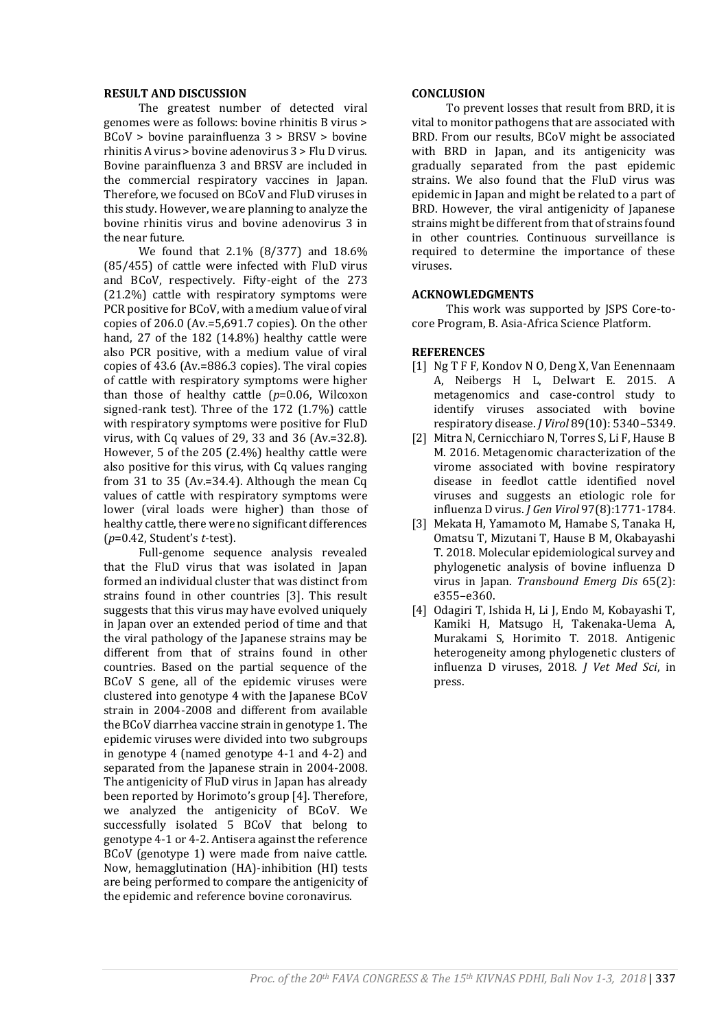## RESULT AND DISCUSSION

The greatest number of detected viral genomes were as follows: bovine rhinitis B virus > BCoV > bovine parainfluenza 3 > BRSV > bovine rhinitis A virus > bovine adenovirus 3 > Flu D virus. Bovine parainfluenza 3 and BRSV are included in the commercial respiratory vaccines in Japan. Therefore, we focused on BCoV and FluD viruses in this study. However, we are planning to analyze the bovine rhinitis virus and bovine adenovirus 3 in the near future.

We found that 2.1% (8/377) and 18.6% (85/455) of cattle were infected with FluD virus and BCoV, respectively. Fifty-eight of the 273 (21.2%) cattle with respiratory symptoms were PCR positive for BCoV, with a medium value of viral copies of 206.0 (Av.=5,691.7 copies). On the other hand, 27 of the 182 (14.8%) healthy cattle were also PCR positive, with a medium value of viral copies of 43.6 (Av.=886.3 copies). The viral copies of cattle with respiratory symptoms were higher than those of healthy cattle ($p$=0.06, Wilcoxon signed-rank test). Three of the 172 (1.7%) cattle with respiratory symptoms were positive for FluD virus, with Cq values of 29, 33 and 36 (Av.=32.8). However, 5 of the 205 (2.4%) healthy cattle were also positive for this virus, with Cq values ranging from 31 to 35 (Av.=34.4). Although the mean Cq values of cattle with respiratory symptoms were lower (viral loads were higher) than those of healthy cattle, there were no significant differences ($p$=0.42, Student's $t$-test).

Full-genome sequence analysis revealed that the FluD virus that was isolated in Japan formed an individual cluster that was distinct from strains found in other countries [3]. This result suggests that this virus may have evolved uniquely in Japan over an extended period of time and that the viral pathology of the Japanese strains may be different from that of strains found in other countries. Based on the partial sequence of the BCoV S gene, all of the epidemic viruses were clustered into genotype 4 with the Japanese BCoV strain in 2004-2008 and different from available the BCoV diarrhea vaccine strain in genotype 1. The epidemic viruses were divided into two subgroups in genotype 4 (named genotype 4-1 and 4-2) and separated from the Japanese strain in 2004-2008. The antigenicity of FluD virus in Japan has already been reported by Horimoto's group [4]. Therefore, we analyzed the antigenicity of BCoV. We successfully isolated 5 BCoV that belong to genotype 4-1 or 4-2. Antisera against the reference BCoV (genotype 1) were made from naive cattle. Now, hemagglutination (HA)-inhibition (HI) tests are being performed to compare the antigenicity of the epidemic and reference bovine coronavirus.

## CONCLUSION

To prevent losses that result from BRD, it is vital to monitor pathogens that are associated with BRD. From our results, BCoV might be associated with BRD in Japan, and its antigenicity was gradually separated from the past epidemic strains. We also found that the FluD virus was epidemic in Japan and might be related to a part of BRD. However, the viral antigenicity of Japanese strains might be different from that of strains found in other countries. Continuous surveillance is required to determine the importance of these viruses.

## ACKNOWLEDGMENTS

This work was supported by JSPS Core-to-core Program, B. Asia-Africa Science Platform.

## REFERENCES

[1] Ng T F F, Kondov N O, Deng X, Van Eenennaam A, Neibergs H L, Delwart E. 2015. A metagenomics and case-control study to identify viruses associated with bovine respiratory disease. *J Virol* 89(10): 5340–5349.

[2] Mitra N, Cernicchiaro N, Torres S, Li F, Hause B M. 2016. Metagenomic characterization of the virome associated with bovine respiratory disease in feedlot cattle identified novel viruses and suggests an etiologic role for influenza D virus. *J Gen Virol* 97(8):1771-1784.

[3] Mekata H, Yamamoto M, Hamabe S, Tanaka H, Omatsu T, Mizutani T, Hause B M, Okabayashi T. 2018. Molecular epidemiological survey and phylogenetic analysis of bovine influenza D virus in Japan. *Transbound Emerg Dis* 65(2): e355–e360.

[4] Odagiri T, Ishida H, Li J, Endo M, Kobayashi T, Kamiki H, Matsugo H, Takenaka-Uema A, Murakami S, Horimito T. 2018. Antigenic heterogeneity among phylogenetic clusters of influenza D viruses, 2018. *J Vet Med Sci*, in press.